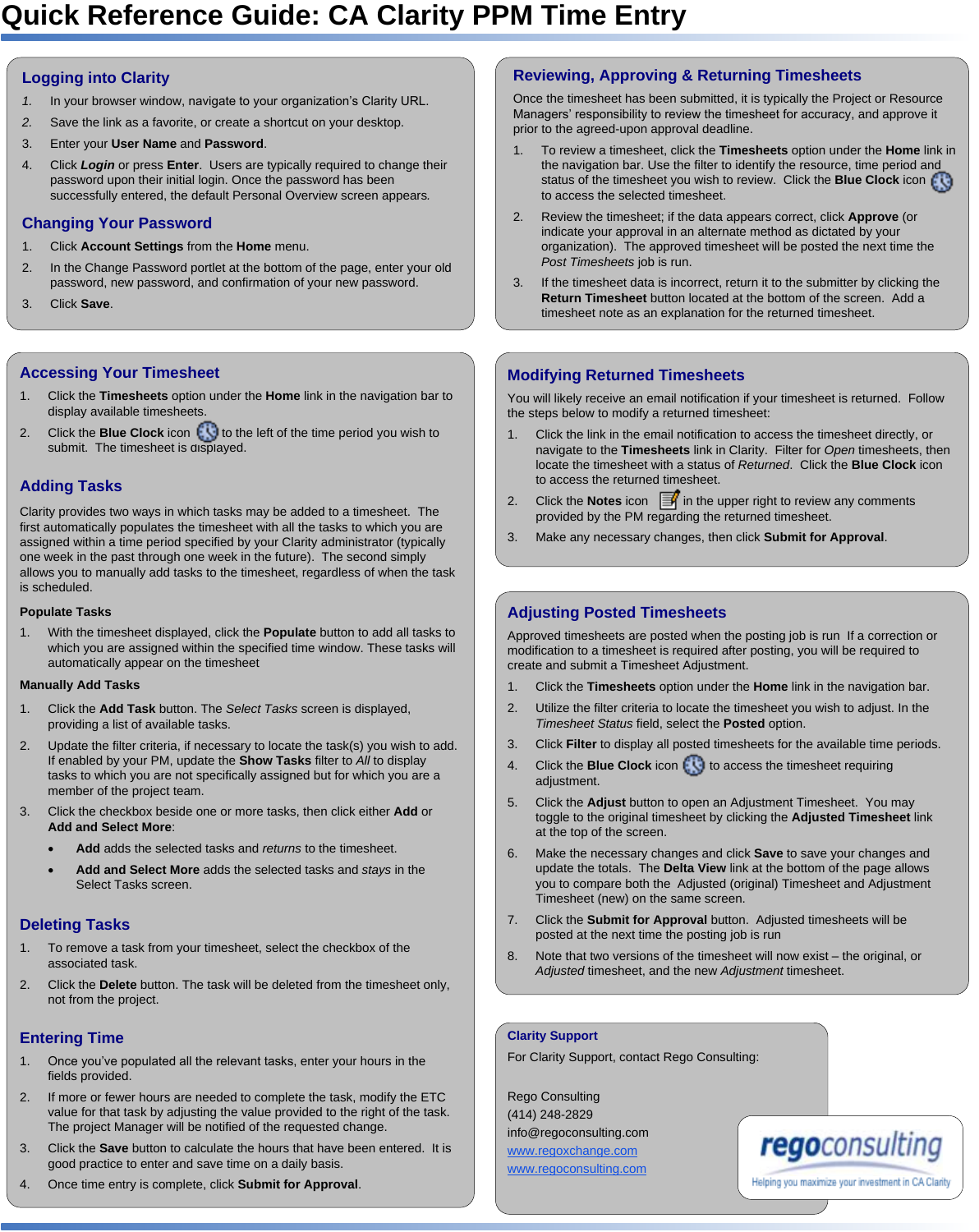# Quick Reference Guide: CA Clarity PPM Time Entry

## Logging into Clarity

1. In your browser window, navigate to your organization's Clarity URL.
2. Save the link as a favorite, or create a shortcut on your desktop.
3. Enter your **User Name** and **Password**.
4. Click ***Login*** or press **Enter**. Users are typically required to change their password upon their initial login. Once the password has been successfully entered, the default Personal Overview screen appears.

## Changing Your Password

1. Click **Account Settings** from the **Home** menu.
2. In the Change Password portlet at the bottom of the page, enter your old password, new password, and confirmation of your new password.
3. Click **Save**.

## Accessing Your Timesheet

1. Click the **Timesheets** option under the **Home** link in the navigation bar to display available timesheets.
2. Click the **Blue Clock** icon to the left of the time period you wish to submit. The timesheet is displayed.

## Adding Tasks

Clarity provides two ways in which tasks may be added to a timesheet. The first automatically populates the timesheet with all the tasks to which you are assigned within a time period specified by your Clarity administrator (typically one week in the past through one week in the future). The second simply allows you to manually add tasks to the timesheet, regardless of when the task is scheduled.

**Populate Tasks**

1. With the timesheet displayed, click the **Populate** button to add all tasks to which you are assigned within the specified time window. These tasks will automatically appear on the timesheet

**Manually Add Tasks**

1. Click the **Add Task** button. The *Select Tasks* screen is displayed, providing a list of available tasks.
2. Update the filter criteria, if necessary to locate the task(s) you wish to add. If enabled by your PM, update the **Show Tasks** filter to *All* to display tasks to which you are not specifically assigned but for which you are a member of the project team.
3. Click the checkbox beside one or more tasks, then click either **Add** or **Add and Select More**:
   - **Add** adds the selected tasks and *returns* to the timesheet.
   - **Add and Select More** adds the selected tasks and *stays* in the Select Tasks screen.

## Deleting Tasks

1. To remove a task from your timesheet, select the checkbox of the associated task.
2. Click the **Delete** button. The task will be deleted from the timesheet only, not from the project.

## Entering Time

1. Once you've populated all the relevant tasks, enter your hours in the fields provided.
2. If more or fewer hours are needed to complete the task, modify the ETC value for that task by adjusting the value provided to the right of the task. The Project Manager will be notified of the requested change.
3. Click the **Save** button to calculate the hours that have been entered. It is good practice to enter and save time on a daily basis.
4. Once time entry is complete, click **Submit for Approval**.

## Reviewing, Approving & Returning Timesheets

Once the timesheet has been submitted, it is typically the Project or Resource Managers' responsibility to review the timesheet for accuracy, and approve it prior to the agreed-upon approval deadline.

1. To review a timesheet, click the **Timesheets** option under the **Home** link in the navigation bar. Use the filter to identify the resource, time period and status of the timesheet you wish to review. Click the **Blue Clock** icon to access the selected timesheet.
2. Review the timesheet; if the data appears correct, click **Approve** (or indicate your approval in an alternate method as dictated by your organization). The approved timesheet will be posted the next time the *Post Timesheets* job is run.
3. If the timesheet data is incorrect, return it to the submitter by clicking the **Return Timesheet** button located at the bottom of the screen. Add a timesheet note as an explanation for the returned timesheet.

## Modifying Returned Timesheets

You will likely receive an email notification if your timesheet is returned. Follow the steps below to modify a returned timesheet:

1. Click the link in the email notification to access the timesheet directly, or navigate to the **Timesheets** link in Clarity. Filter for *Open* timesheets, then locate the timesheet with a status of *Returned*. Click the **Blue Clock** icon to access the returned timesheet.
2. Click the **Notes** icon in the upper right to review any comments provided by the PM regarding the returned timesheet.
3. Make any necessary changes, then click **Submit for Approval**.

## Adjusting Posted Timesheets

Approved timesheets are posted when the posting job is run If a correction or modification to a timesheet is required after posting, you will be required to create and submit a Timesheet Adjustment.

1. Click the **Timesheets** option under the **Home** link in the navigation bar.
2. Utilize the filter criteria to locate the timesheet you wish to adjust. In the *Timesheet Status* field, select the **Posted** option.
3. Click **Filter** to display all posted timesheets for the available time periods.
4. Click the **Blue Clock** icon to access the timesheet requiring adjustment.
5. Click the **Adjust** button to open an Adjustment Timesheet. You may toggle to the original timesheet by clicking the **Adjusted Timesheet** link at the top of the screen.
6. Make the necessary changes and click **Save** to save your changes and update the totals. The **Delta View** link at the bottom of the page allows you to compare both the Adjusted (original) Timesheet and Adjustment Timesheet (new) on the same screen.
7. Click the **Submit for Approval** button. Adjusted timesheets will be posted at the next time the posting job is run
8. Note that two versions of the timesheet will now exist – the original, or *Adjusted* timesheet, and the new *Adjustment* timesheet.

### Clarity Support

For Clarity Support, contact Rego Consulting:

Rego Consulting
(414) 248-2829
info@regoconsulting.com
www.regoxchange.com
www.regoconsulting.com

regoconsulting
Helping you maximize your investment in CA Clarity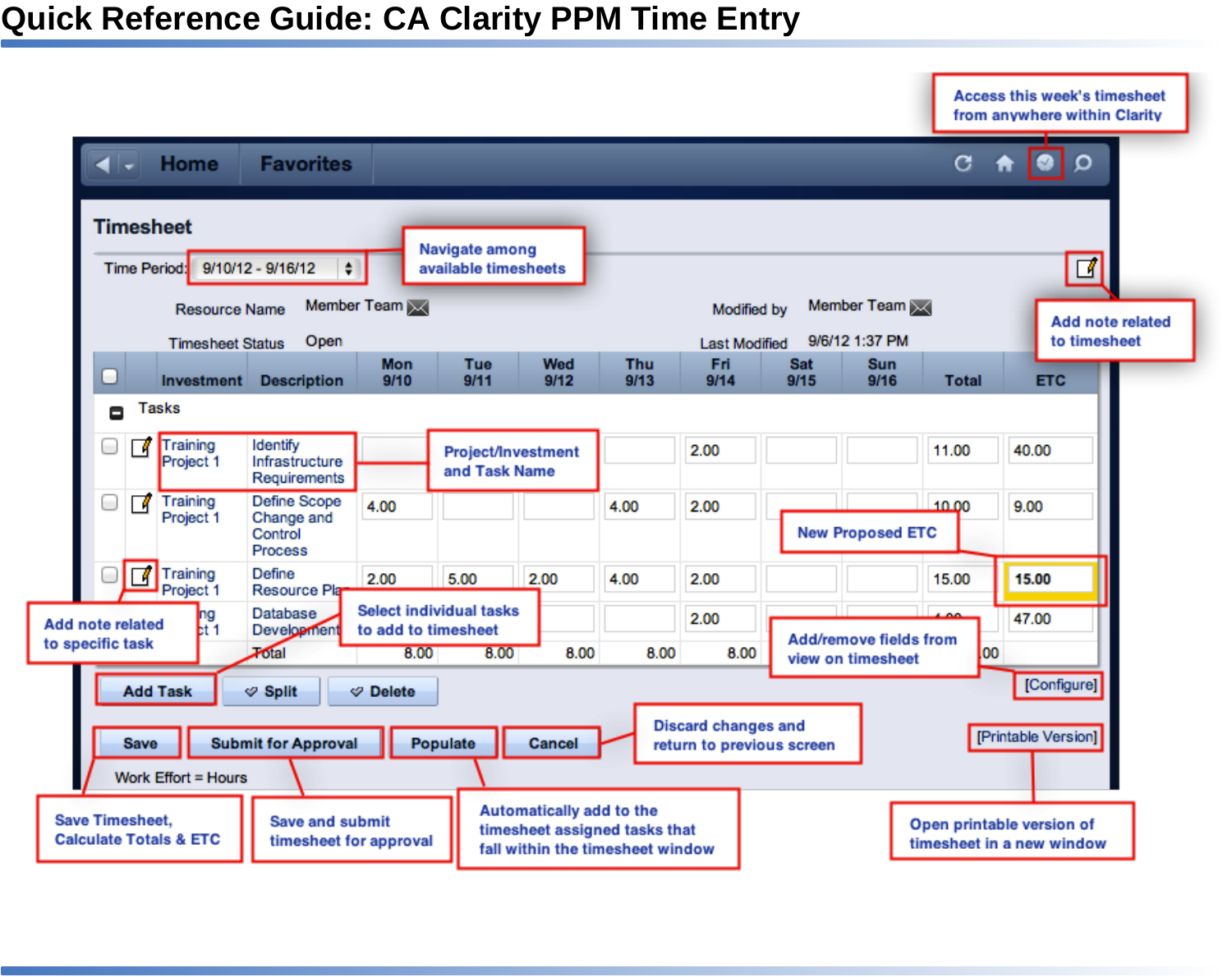# Quick Reference Guide: CA Clarity PPM Time Entry

Access this week's timesheet from anywhere within Clarity

Navigate among available timesheets

Add note related to timesheet

Project/Investment and Task Name

New Proposed ETC

Add note related to specific task

Select individual tasks to add to timesheet

Add/remove fields from view on timesheet

Discard changes and return to previous screen

Save Timesheet, Calculate Totals & ETC

Save and submit timesheet for approval

Automatically add to the timesheet assigned tasks that fall within the timesheet window

Open printable version of timesheet in a new window

Home | Favorites

**Timesheet**

Time Period: 9/10/12 - 9/16/12

Resource Name: Member Team
Timesheet Status: Open
Modified by: Member Team
Last Modified: 9/6/12 1:37 PM

| Investment | Description | Mon 9/10 | Tue 9/11 | Wed 9/12 | Thu 9/13 | Fri 9/14 | Sat 9/15 | Sun 9/16 | Total | ETC |
|---|---|---|---|---|---|---|---|---|---|---|
| Tasks | | | | | | | | | | |
| Training Project 1 | Identify Infrastructure Requirements | | | | | 2.00 | | | 11.00 | 40.00 |
| Training Project 1 | Define Scope Change and Control Process | 4.00 | | | 4.00 | 2.00 | | | 10.00 | 9.00 |
| Training Project 1 | Define Resource Pla... | 2.00 | 5.00 | 2.00 | 4.00 | 2.00 | | | 15.00 | 15.00 |
| ...ng ...ct 1 | Database Development | | | | | 2.00 | | | ... | 47.00 |
| | Total | 8.00 | 8.00 | 8.00 | 8.00 | 8.00 | | | ...00 | |

Add Task | Split | Delete | [Configure]

Save | Submit for Approval | Populate | Cancel | [Printable Version]

Work Effort = Hours